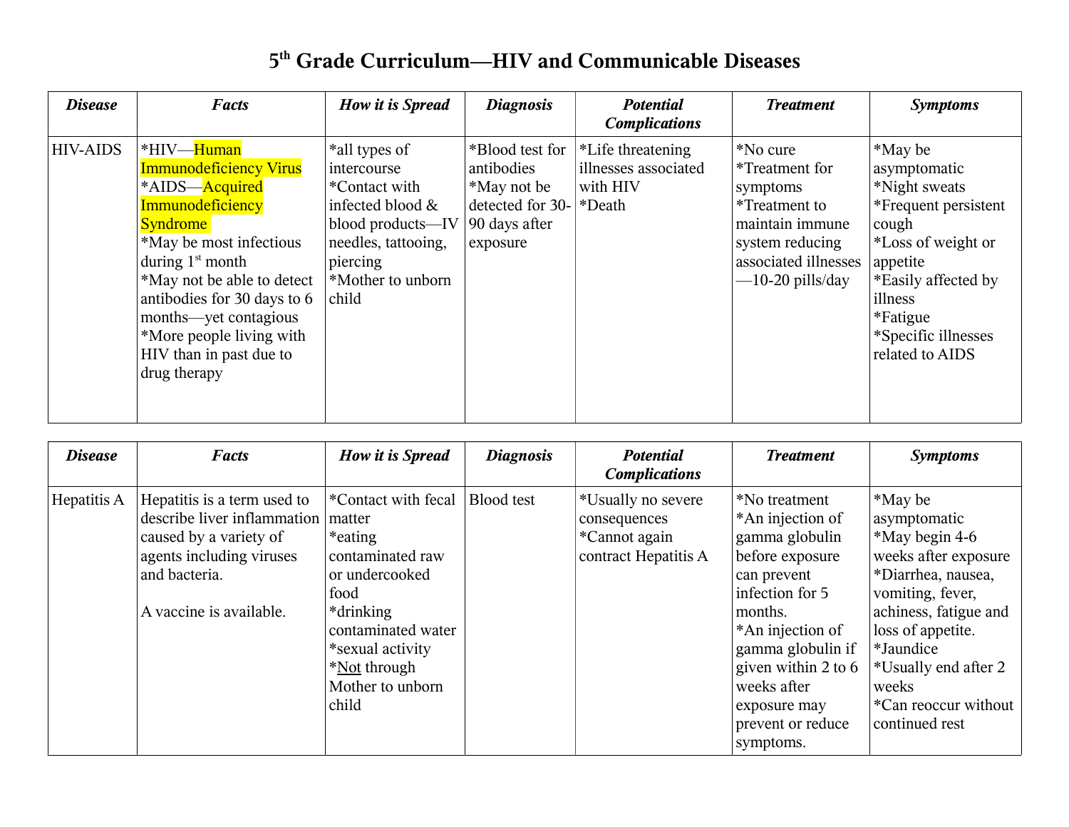# 5th Grade Curriculum—HIV and Communicable Diseases

| ***Disease*** | ***Facts*** | ***How it is Spread*** | ***Diagnosis*** | ***Potential Complications*** | ***Treatment*** | ***Symptoms*** |
|---|---|---|---|---|---|---|
| HIV-AIDS | *HIV—Human Immunodeficiency Virus<br>*AIDS—Acquired Immunodeficiency Syndrome<br>*May be most infectious during 1st month<br>*May not be able to detect antibodies for 30 days to 6 months—yet contagious<br>*More people living with HIV than in past due to drug therapy | *all types of intercourse<br>*Contact with infected blood & blood products—IV needles, tattooing, piercing<br>*Mother to unborn child | *Blood test for antibodies<br>*May not be detected for 30-90 days after exposure | *Life threatening illnesses associated with HIV<br>*Death | *No cure<br>*Treatment for symptoms<br>*Treatment to maintain immune system reducing associated illnesses—10-20 pills/day | *May be asymptomatic<br>*Night sweats<br>*Frequent persistent cough<br>*Loss of weight or appetite<br>*Easily affected by illness<br>*Fatigue<br>*Specific illnesses related to AIDS |

| ***Disease*** | ***Facts*** | ***How it is Spread*** | ***Diagnosis*** | ***Potential Complications*** | ***Treatment*** | ***Symptoms*** |
|---|---|---|---|---|---|---|
| Hepatitis A | Hepatitis is a term used to describe liver inflammation caused by a variety of agents including viruses and bacteria.<br><br>A vaccine is available. | *Contact with fecal matter<br>*eating contaminated raw or undercooked food<br>*drinking contaminated water<br>*sexual activity<br>*Not through Mother to unborn child | Blood test | *Usually no severe consequences<br>*Cannot again contract Hepatitis A | *No treatment<br>*An injection of gamma globulin before exposure can prevent infection for 5 months.<br>*An injection of gamma globulin if given within 2 to 6 weeks after exposure may prevent or reduce symptoms. | *May be asymptomatic<br>*May begin 4-6 weeks after exposure<br>*Diarrhea, nausea, vomiting, fever, achiness, fatigue and loss of appetite.<br>*Jaundice<br>*Usually end after 2 weeks<br>*Can reoccur without continued rest |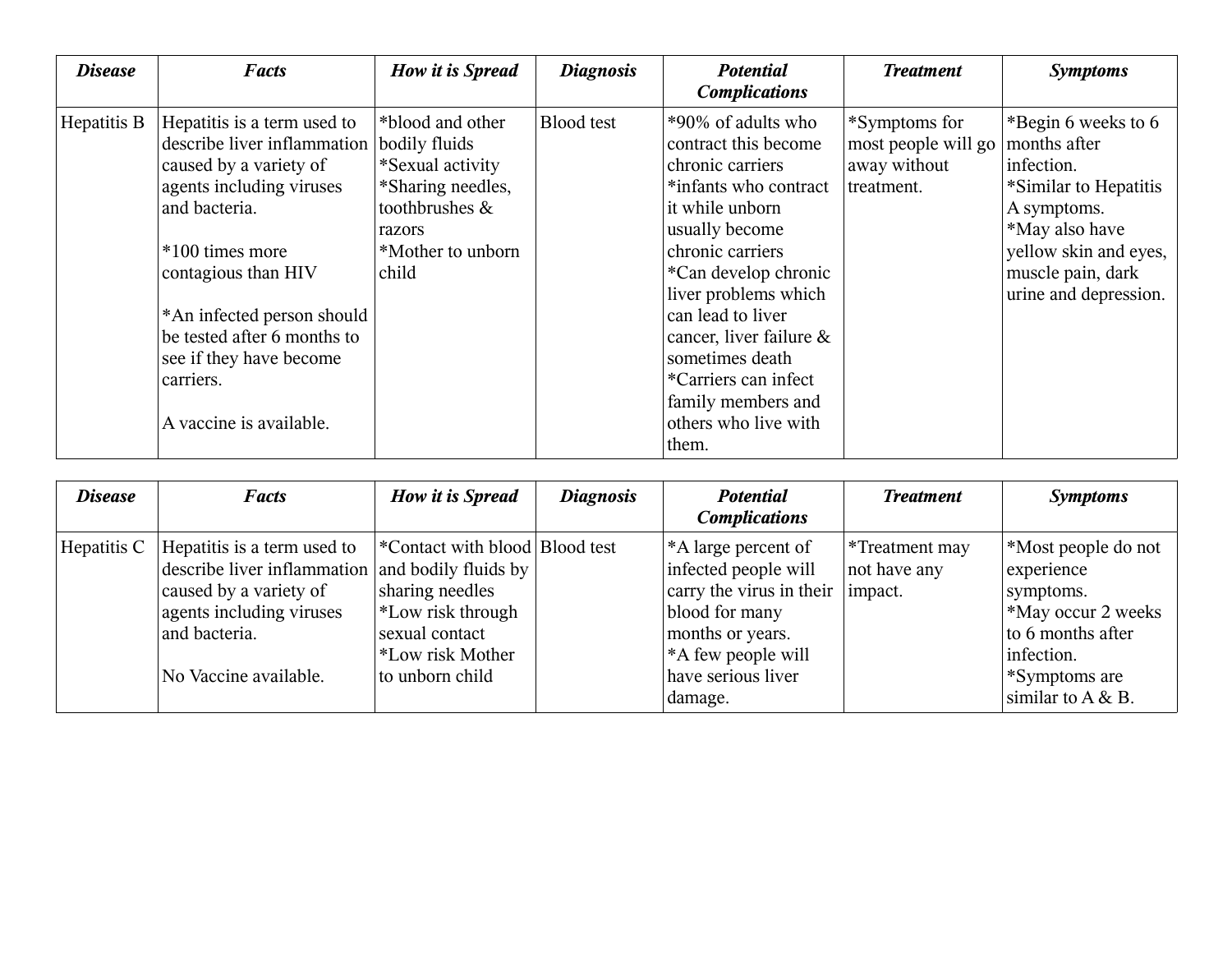| ***Disease*** | ***Facts*** | ***How it is Spread*** | ***Diagnosis*** | ***Potential Complications*** | ***Treatment*** | ***Symptoms*** |
|---|---|---|---|---|---|---|
| Hepatitis B | Hepatitis is a term used to describe liver inflammation caused by a variety of agents including viruses and bacteria.<br><br>*100 times more contagious than HIV<br><br>*An infected person should be tested after 6 months to see if they have become carriers.<br><br>A vaccine is available. | *blood and other bodily fluids<br>*Sexual activity<br>*Sharing needles, toothbrushes & razors<br>*Mother to unborn child | Blood test | *90% of adults who contract this become chronic carriers<br>*infants who contract it while unborn usually become chronic carriers<br>*Can develop chronic liver problems which can lead to liver cancer, liver failure & sometimes death<br>*Carriers can infect family members and others who live with them. | *Symptoms for most people will go away without treatment. | *Begin 6 weeks to 6 months after infection.<br>*Similar to Hepatitis A symptoms.<br>*May also have yellow skin and eyes, muscle pain, dark urine and depression. |

| ***Disease*** | ***Facts*** | ***How it is Spread*** | ***Diagnosis*** | ***Potential Complications*** | ***Treatment*** | ***Symptoms*** |
|---|---|---|---|---|---|---|
| Hepatitis C | Hepatitis is a term used to describe liver inflammation caused by a variety of agents including viruses and bacteria.<br><br>No Vaccine available. | *Contact with blood and bodily fluids by sharing needles<br>*Low risk through sexual contact<br>*Low risk Mother to unborn child | Blood test | *A large percent of infected people will carry the virus in their blood for many months or years.<br>*A few people will have serious liver damage. | *Treatment may not have any impact. | *Most people do not experience symptoms.<br>*May occur 2 weeks to 6 months after infection.<br>*Symptoms are similar to A & B. |